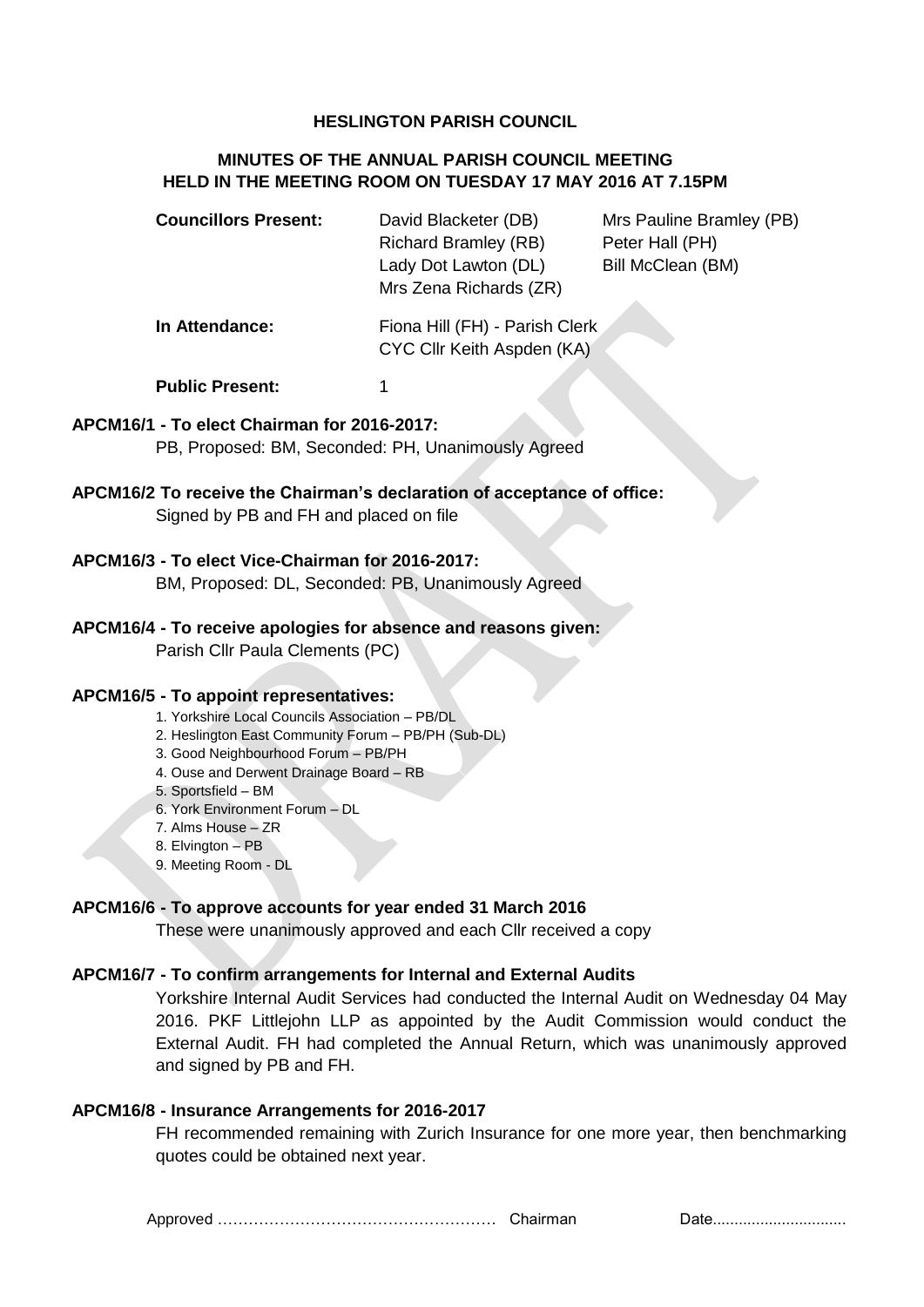# HESLINGTON PARISH COUNCIL

## MINUTES OF THE ANNUAL PARISH COUNCIL MEETING HELD IN THE MEETING ROOM ON TUESDAY 17 MAY 2016 AT 7.15PM

**Councillors Present:** David Blacketer (DB), Mrs Pauline Bramley (PB), Richard Bramley (RB), Peter Hall (PH), Lady Dot Lawton (DL), Bill McClean (BM), Mrs Zena Richards (ZR)

**In Attendance:** Fiona Hill (FH) - Parish Clerk, CYC Cllr Keith Aspden (KA)

**Public Present:** 1

**APCM16/1 - To elect Chairman for 2016-2017:**
PB, Proposed: BM, Seconded: PH, Unanimously Agreed

**APCM16/2 To receive the Chairman's declaration of acceptance of office:**
Signed by PB and FH and placed on file

**APCM16/3 - To elect Vice-Chairman for 2016-2017:**
BM, Proposed: DL, Seconded: PB, Unanimously Agreed

**APCM16/4 - To receive apologies for absence and reasons given:**
Parish Cllr Paula Clements (PC)

**APCM16/5 - To appoint representatives:**

1. Yorkshire Local Councils Association – PB/DL
2. Heslington East Community Forum – PB/PH (Sub-DL)
3. Good Neighbourhood Forum – PB/PH
4. Ouse and Derwent Drainage Board – RB
5. Sportsfield – BM
6. York Environment Forum – DL
7. Alms House – ZR
8. Elvington – PB
9. Meeting Room - DL

**APCM16/6 - To approve accounts for year ended 31 March 2016**
These were unanimously approved and each Cllr received a copy

**APCM16/7 - To confirm arrangements for Internal and External Audits**
Yorkshire Internal Audit Services had conducted the Internal Audit on Wednesday 04 May 2016. PKF Littlejohn LLP as appointed by the Audit Commission would conduct the External Audit. FH had completed the Annual Return, which was unanimously approved and signed by PB and FH.

**APCM16/8 - Insurance Arrangements for 2016-2017**
FH recommended remaining with Zurich Insurance for one more year, then benchmarking quotes could be obtained next year.

Approved …………………………………………… Chairman Date..............................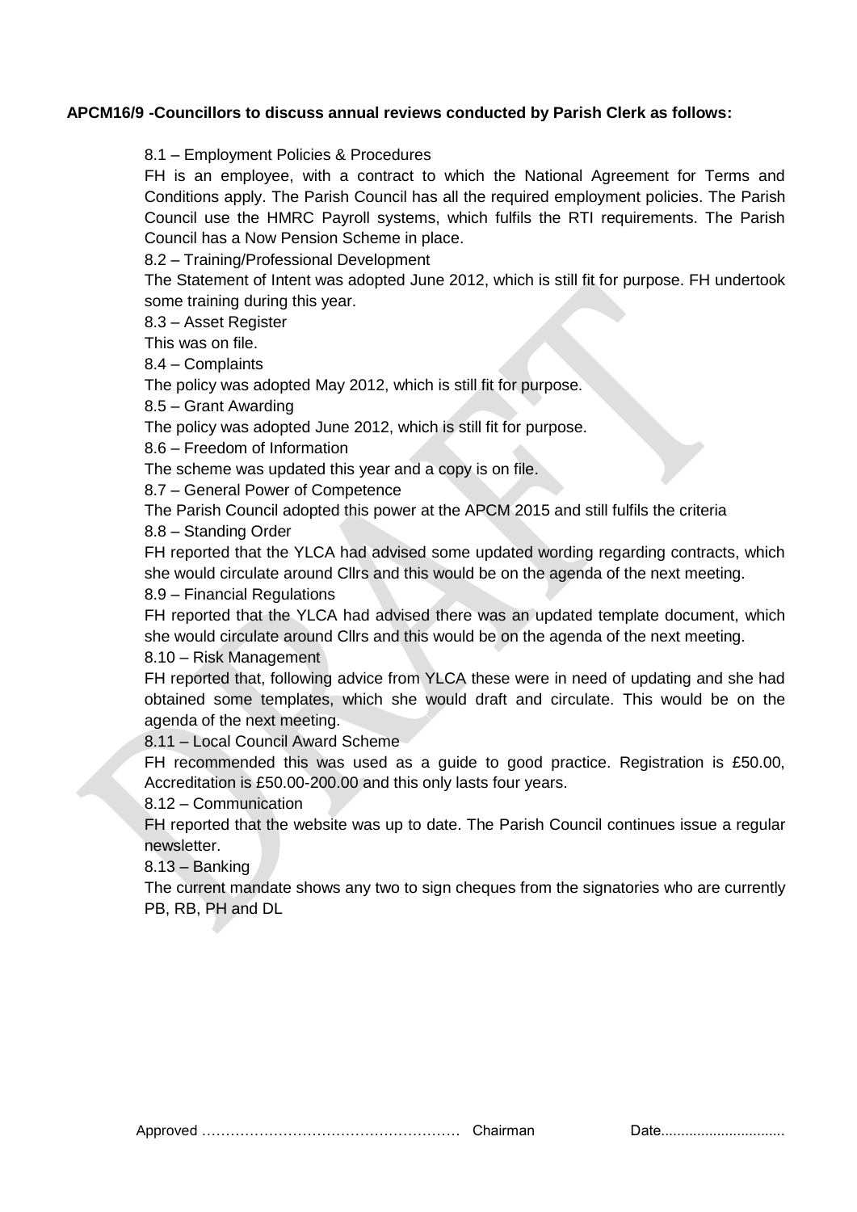**APCM16/9 -Councillors to discuss annual reviews conducted by Parish Clerk as follows:**

8.1 – Employment Policies & Procedures

FH is an employee, with a contract to which the National Agreement for Terms and Conditions apply. The Parish Council has all the required employment policies. The Parish Council use the HMRC Payroll systems, which fulfils the RTI requirements. The Parish Council has a Now Pension Scheme in place.

8.2 – Training/Professional Development

The Statement of Intent was adopted June 2012, which is still fit for purpose. FH undertook some training during this year.

8.3 – Asset Register

This was on file.

8.4 – Complaints

The policy was adopted May 2012, which is still fit for purpose.

8.5 – Grant Awarding

The policy was adopted June 2012, which is still fit for purpose.

8.6 – Freedom of Information

The scheme was updated this year and a copy is on file.

8.7 – General Power of Competence

The Parish Council adopted this power at the APCM 2015 and still fulfils the criteria

8.8 – Standing Order

FH reported that the YLCA had advised some updated wording regarding contracts, which she would circulate around Cllrs and this would be on the agenda of the next meeting.

8.9 – Financial Regulations

FH reported that the YLCA had advised there was an updated template document, which she would circulate around Cllrs and this would be on the agenda of the next meeting.

8.10 – Risk Management

FH reported that, following advice from YLCA these were in need of updating and she had obtained some templates, which she would draft and circulate. This would be on the agenda of the next meeting.

8.11 – Local Council Award Scheme

FH recommended this was used as a guide to good practice. Registration is £50.00, Accreditation is £50.00-200.00 and this only lasts four years.

8.12 – Communication

FH reported that the website was up to date. The Parish Council continues issue a regular newsletter.

8.13 – Banking

The current mandate shows any two to sign cheques from the signatories who are currently PB, RB, PH and DL

Approved ……………………………………………… Chairman Date..............................